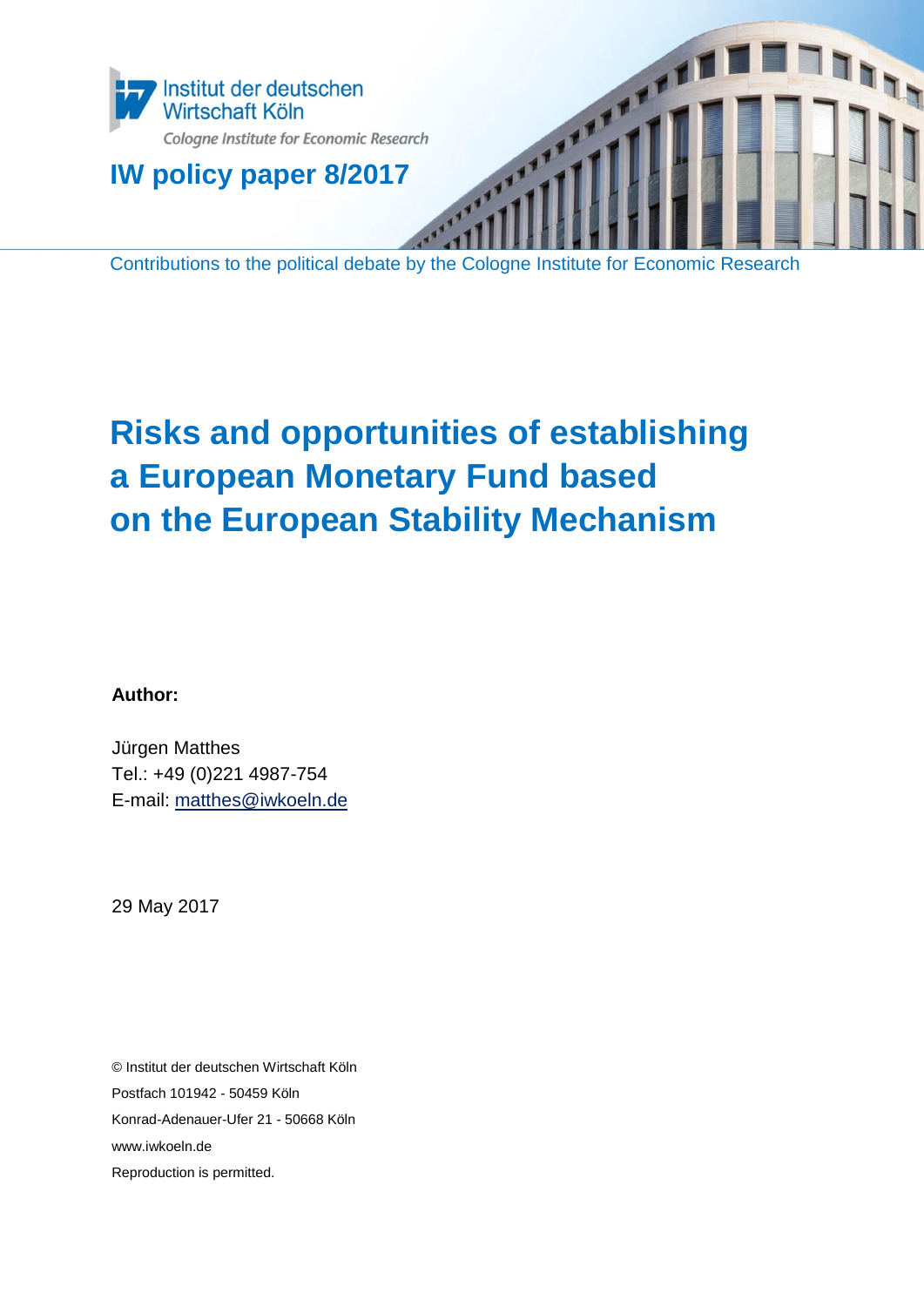Institut der deutschen Wirtschaft Köln

*Cologne Institute for Economic Research*

**IW policy paper 8/2017**

Contributions to the political debate by the Cologne Institute for Economic Research

# Risks and opportunities of establishing a European Monetary Fund based on the European Stability Mechanism

**Author:**

Jürgen Matthes
Tel.: +49 (0)221 4987-754
E-mail: matthes@iwkoeln.de

29 May 2017

© Institut der deutschen Wirtschaft Köln
Postfach 101942 - 50459 Köln
Konrad-Adenauer-Ufer 21 - 50668 Köln
www.iwkoeln.de
Reproduction is permitted.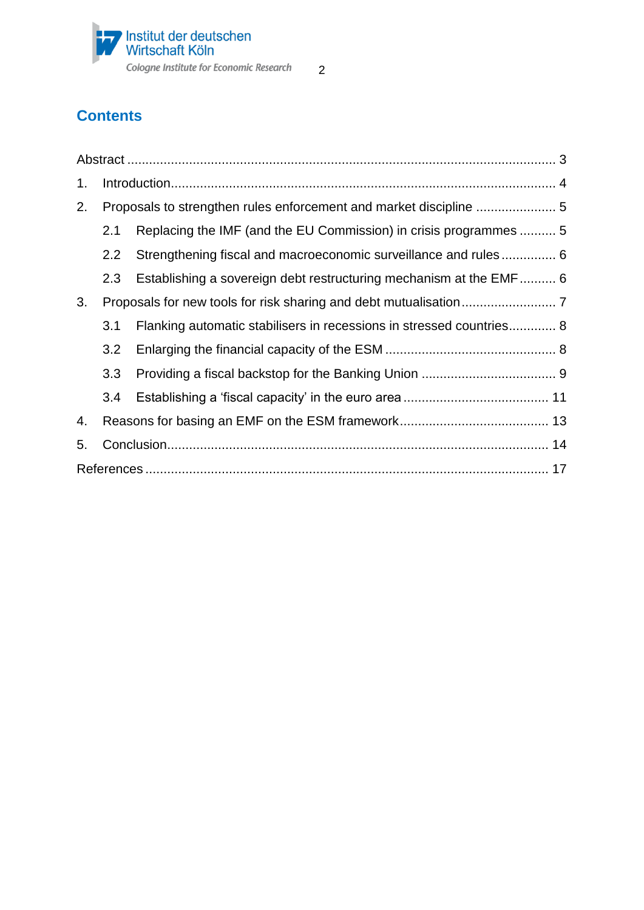## Contents

Abstract ..................................................................................................................... 3

1. Introduction......................................................................................................... 4
2. Proposals to strengthen rules enforcement and market discipline ...................... 5
   - 2.1 Replacing the IMF (and the EU Commission) in crisis programmes .......... 5
   - 2.2 Strengthening fiscal and macroeconomic surveillance and rules ............... 6
   - 2.3 Establishing a sovereign debt restructuring mechanism at the EMF .......... 6
3. Proposals for new tools for risk sharing and debt mutualisation .......................... 7
   - 3.1 Flanking automatic stabilisers in recessions in stressed countries............. 8
   - 3.2 Enlarging the financial capacity of the ESM .............................................. 8
   - 3.3 Providing a fiscal backstop for the Banking Union .................................... 9
   - 3.4 Establishing a 'fiscal capacity' in the euro area ....................................... 11
4. Reasons for basing an EMF on the ESM framework........................................ 13
5. Conclusion........................................................................................................ 14

References ............................................................................................................. 17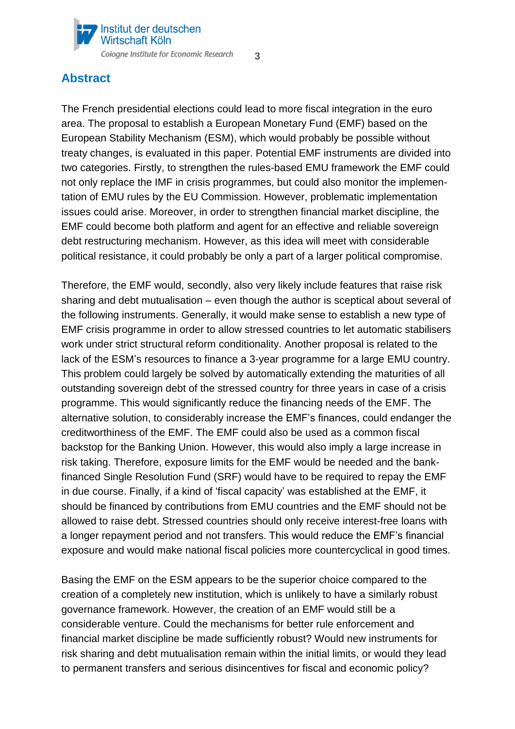## Abstract

The French presidential elections could lead to more fiscal integration in the euro area. The proposal to establish a European Monetary Fund (EMF) based on the European Stability Mechanism (ESM), which would probably be possible without treaty changes, is evaluated in this paper. Potential EMF instruments are divided into two categories. Firstly, to strengthen the rules-based EMU framework the EMF could not only replace the IMF in crisis programmes, but could also monitor the implementation of EMU rules by the EU Commission. However, problematic implementation issues could arise. Moreover, in order to strengthen financial market discipline, the EMF could become both platform and agent for an effective and reliable sovereign debt restructuring mechanism. However, as this idea will meet with considerable political resistance, it could probably be only a part of a larger political compromise.

Therefore, the EMF would, secondly, also very likely include features that raise risk sharing and debt mutualisation – even though the author is sceptical about several of the following instruments. Generally, it would make sense to establish a new type of EMF crisis programme in order to allow stressed countries to let automatic stabilisers work under strict structural reform conditionality. Another proposal is related to the lack of the ESM's resources to finance a 3-year programme for a large EMU country. This problem could largely be solved by automatically extending the maturities of all outstanding sovereign debt of the stressed country for three years in case of a crisis programme. This would significantly reduce the financing needs of the EMF. The alternative solution, to considerably increase the EMF's finances, could endanger the creditworthiness of the EMF. The EMF could also be used as a common fiscal backstop for the Banking Union. However, this would also imply a large increase in risk taking. Therefore, exposure limits for the EMF would be needed and the bank-financed Single Resolution Fund (SRF) would have to be required to repay the EMF in due course. Finally, if a kind of 'fiscal capacity' was established at the EMF, it should be financed by contributions from EMU countries and the EMF should not be allowed to raise debt. Stressed countries should only receive interest-free loans with a longer repayment period and not transfers. This would reduce the EMF's financial exposure and would make national fiscal policies more countercyclical in good times.

Basing the EMF on the ESM appears to be the superior choice compared to the creation of a completely new institution, which is unlikely to have a similarly robust governance framework. However, the creation of an EMF would still be a considerable venture. Could the mechanisms for better rule enforcement and financial market discipline be made sufficiently robust? Would new instruments for risk sharing and debt mutualisation remain within the initial limits, or would they lead to permanent transfers and serious disincentives for fiscal and economic policy?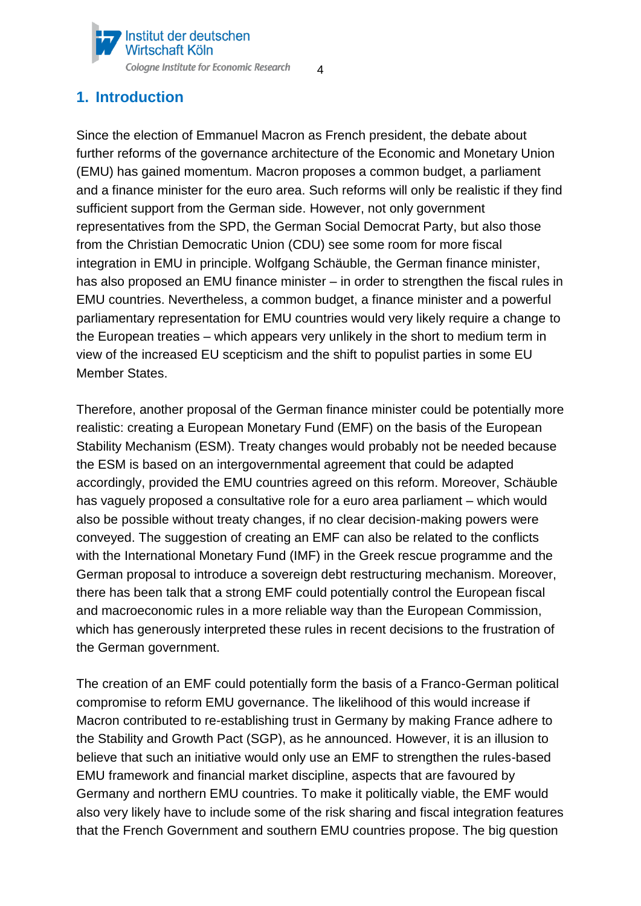# 1. Introduction

Since the election of Emmanuel Macron as French president, the debate about further reforms of the governance architecture of the Economic and Monetary Union (EMU) has gained momentum. Macron proposes a common budget, a parliament and a finance minister for the euro area. Such reforms will only be realistic if they find sufficient support from the German side. However, not only government representatives from the SPD, the German Social Democrat Party, but also those from the Christian Democratic Union (CDU) see some room for more fiscal integration in EMU in principle. Wolfgang Schäuble, the German finance minister, has also proposed an EMU finance minister – in order to strengthen the fiscal rules in EMU countries. Nevertheless, a common budget, a finance minister and a powerful parliamentary representation for EMU countries would very likely require a change to the European treaties – which appears very unlikely in the short to medium term in view of the increased EU scepticism and the shift to populist parties in some EU Member States.

Therefore, another proposal of the German finance minister could be potentially more realistic: creating a European Monetary Fund (EMF) on the basis of the European Stability Mechanism (ESM). Treaty changes would probably not be needed because the ESM is based on an intergovernmental agreement that could be adapted accordingly, provided the EMU countries agreed on this reform. Moreover, Schäuble has vaguely proposed a consultative role for a euro area parliament – which would also be possible without treaty changes, if no clear decision-making powers were conveyed. The suggestion of creating an EMF can also be related to the conflicts with the International Monetary Fund (IMF) in the Greek rescue programme and the German proposal to introduce a sovereign debt restructuring mechanism. Moreover, there has been talk that a strong EMF could potentially control the European fiscal and macroeconomic rules in a more reliable way than the European Commission, which has generously interpreted these rules in recent decisions to the frustration of the German government.

The creation of an EMF could potentially form the basis of a Franco-German political compromise to reform EMU governance. The likelihood of this would increase if Macron contributed to re-establishing trust in Germany by making France adhere to the Stability and Growth Pact (SGP), as he announced. However, it is an illusion to believe that such an initiative would only use an EMF to strengthen the rules-based EMU framework and financial market discipline, aspects that are favoured by Germany and northern EMU countries. To make it politically viable, the EMF would also very likely have to include some of the risk sharing and fiscal integration features that the French Government and southern EMU countries propose. The big question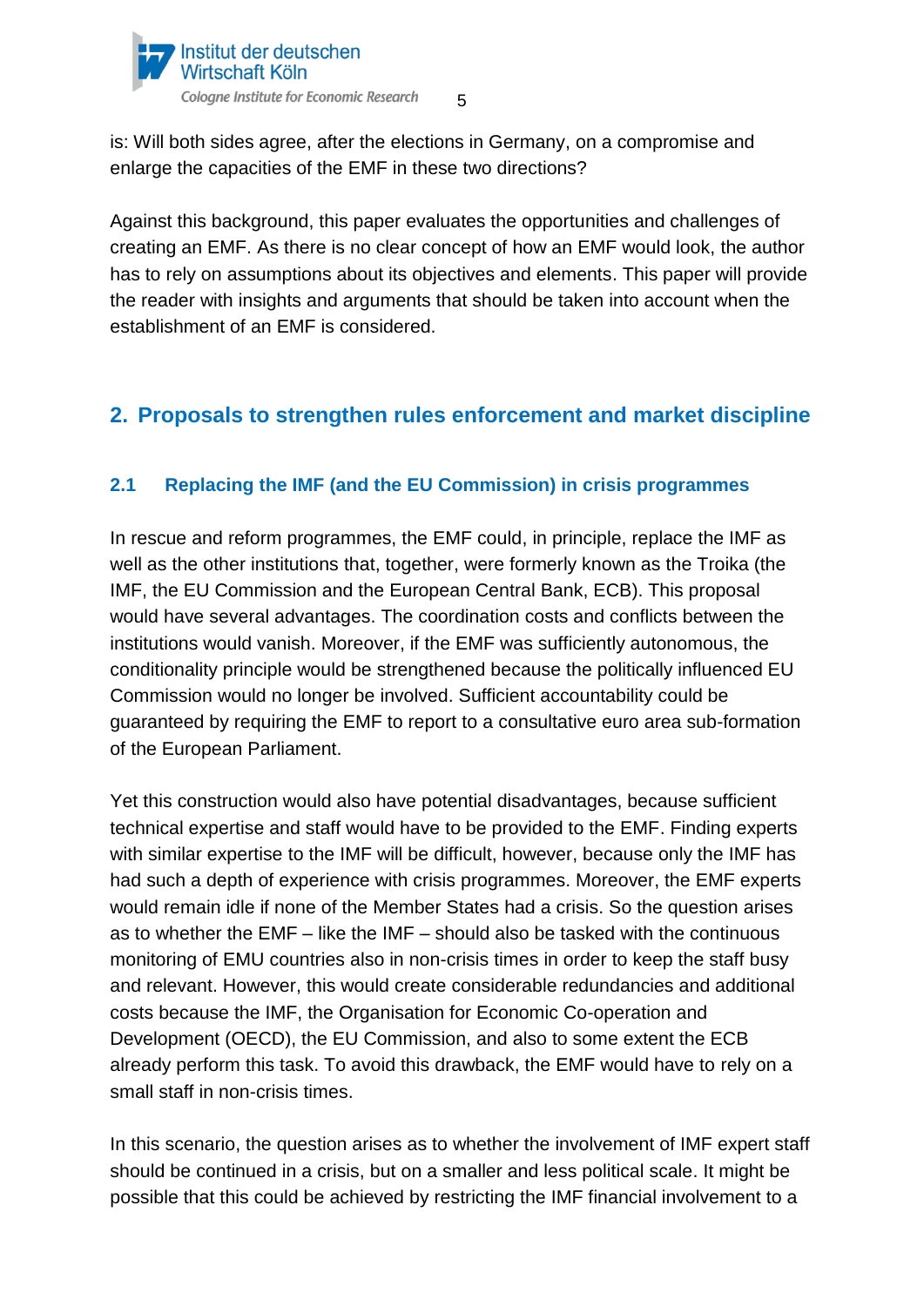is: Will both sides agree, after the elections in Germany, on a compromise and enlarge the capacities of the EMF in these two directions?

Against this background, this paper evaluates the opportunities and challenges of creating an EMF. As there is no clear concept of how an EMF would look, the author has to rely on assumptions about its objectives and elements. This paper will provide the reader with insights and arguments that should be taken into account when the establishment of an EMF is considered.

## 2. Proposals to strengthen rules enforcement and market discipline

### 2.1 Replacing the IMF (and the EU Commission) in crisis programmes

In rescue and reform programmes, the EMF could, in principle, replace the IMF as well as the other institutions that, together, were formerly known as the Troika (the IMF, the EU Commission and the European Central Bank, ECB). This proposal would have several advantages. The coordination costs and conflicts between the institutions would vanish. Moreover, if the EMF was sufficiently autonomous, the conditionality principle would be strengthened because the politically influenced EU Commission would no longer be involved. Sufficient accountability could be guaranteed by requiring the EMF to report to a consultative euro area sub-formation of the European Parliament.

Yet this construction would also have potential disadvantages, because sufficient technical expertise and staff would have to be provided to the EMF. Finding experts with similar expertise to the IMF will be difficult, however, because only the IMF has had such a depth of experience with crisis programmes. Moreover, the EMF experts would remain idle if none of the Member States had a crisis. So the question arises as to whether the EMF – like the IMF – should also be tasked with the continuous monitoring of EMU countries also in non-crisis times in order to keep the staff busy and relevant. However, this would create considerable redundancies and additional costs because the IMF, the Organisation for Economic Co-operation and Development (OECD), the EU Commission, and also to some extent the ECB already perform this task. To avoid this drawback, the EMF would have to rely on a small staff in non-crisis times.

In this scenario, the question arises as to whether the involvement of IMF expert staff should be continued in a crisis, but on a smaller and less political scale. It might be possible that this could be achieved by restricting the IMF financial involvement to a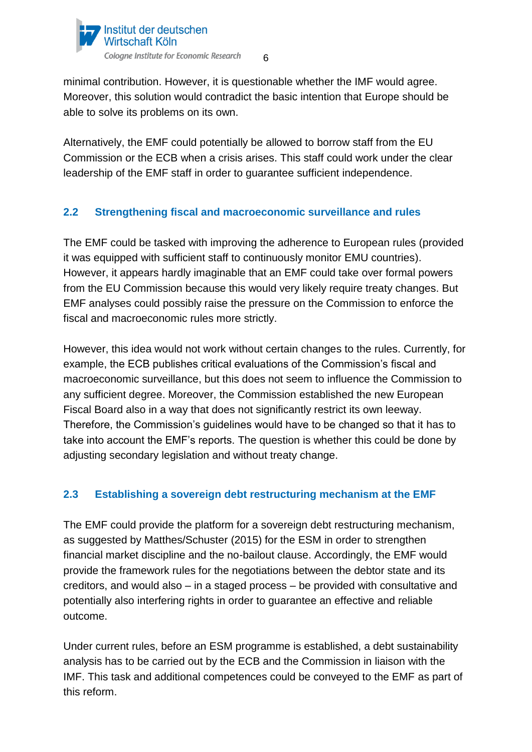minimal contribution. However, it is questionable whether the IMF would agree. Moreover, this solution would contradict the basic intention that Europe should be able to solve its problems on its own.

Alternatively, the EMF could potentially be allowed to borrow staff from the EU Commission or the ECB when a crisis arises. This staff could work under the clear leadership of the EMF staff in order to guarantee sufficient independence.

## 2.2 Strengthening fiscal and macroeconomic surveillance and rules

The EMF could be tasked with improving the adherence to European rules (provided it was equipped with sufficient staff to continuously monitor EMU countries). However, it appears hardly imaginable that an EMF could take over formal powers from the EU Commission because this would very likely require treaty changes. But EMF analyses could possibly raise the pressure on the Commission to enforce the fiscal and macroeconomic rules more strictly.

However, this idea would not work without certain changes to the rules. Currently, for example, the ECB publishes critical evaluations of the Commission's fiscal and macroeconomic surveillance, but this does not seem to influence the Commission to any sufficient degree. Moreover, the Commission established the new European Fiscal Board also in a way that does not significantly restrict its own leeway. Therefore, the Commission's guidelines would have to be changed so that it has to take into account the EMF's reports. The question is whether this could be done by adjusting secondary legislation and without treaty change.

## 2.3 Establishing a sovereign debt restructuring mechanism at the EMF

The EMF could provide the platform for a sovereign debt restructuring mechanism, as suggested by Matthes/Schuster (2015) for the ESM in order to strengthen financial market discipline and the no-bailout clause. Accordingly, the EMF would provide the framework rules for the negotiations between the debtor state and its creditors, and would also – in a staged process – be provided with consultative and potentially also interfering rights in order to guarantee an effective and reliable outcome.

Under current rules, before an ESM programme is established, a debt sustainability analysis has to be carried out by the ECB and the Commission in liaison with the IMF. This task and additional competences could be conveyed to the EMF as part of this reform.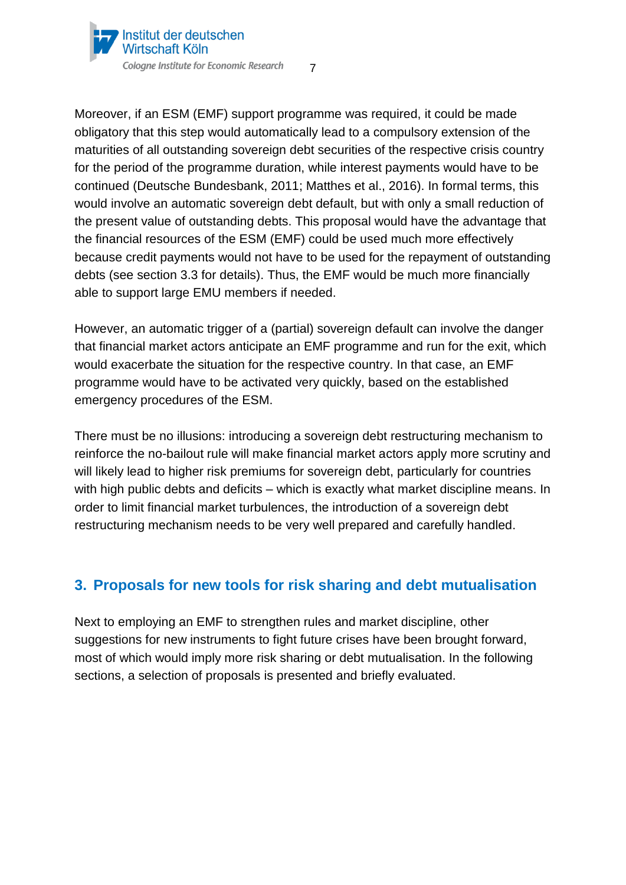Moreover, if an ESM (EMF) support programme was required, it could be made obligatory that this step would automatically lead to a compulsory extension of the maturities of all outstanding sovereign debt securities of the respective crisis country for the period of the programme duration, while interest payments would have to be continued (Deutsche Bundesbank, 2011; Matthes et al., 2016). In formal terms, this would involve an automatic sovereign debt default, but with only a small reduction of the present value of outstanding debts. This proposal would have the advantage that the financial resources of the ESM (EMF) could be used much more effectively because credit payments would not have to be used for the repayment of outstanding debts (see section 3.3 for details). Thus, the EMF would be much more financially able to support large EMU members if needed.

However, an automatic trigger of a (partial) sovereign default can involve the danger that financial market actors anticipate an EMF programme and run for the exit, which would exacerbate the situation for the respective country. In that case, an EMF programme would have to be activated very quickly, based on the established emergency procedures of the ESM.

There must be no illusions: introducing a sovereign debt restructuring mechanism to reinforce the no-bailout rule will make financial market actors apply more scrutiny and will likely lead to higher risk premiums for sovereign debt, particularly for countries with high public debts and deficits – which is exactly what market discipline means. In order to limit financial market turbulences, the introduction of a sovereign debt restructuring mechanism needs to be very well prepared and carefully handled.

## 3. Proposals for new tools for risk sharing and debt mutualisation

Next to employing an EMF to strengthen rules and market discipline, other suggestions for new instruments to fight future crises have been brought forward, most of which would imply more risk sharing or debt mutualisation. In the following sections, a selection of proposals is presented and briefly evaluated.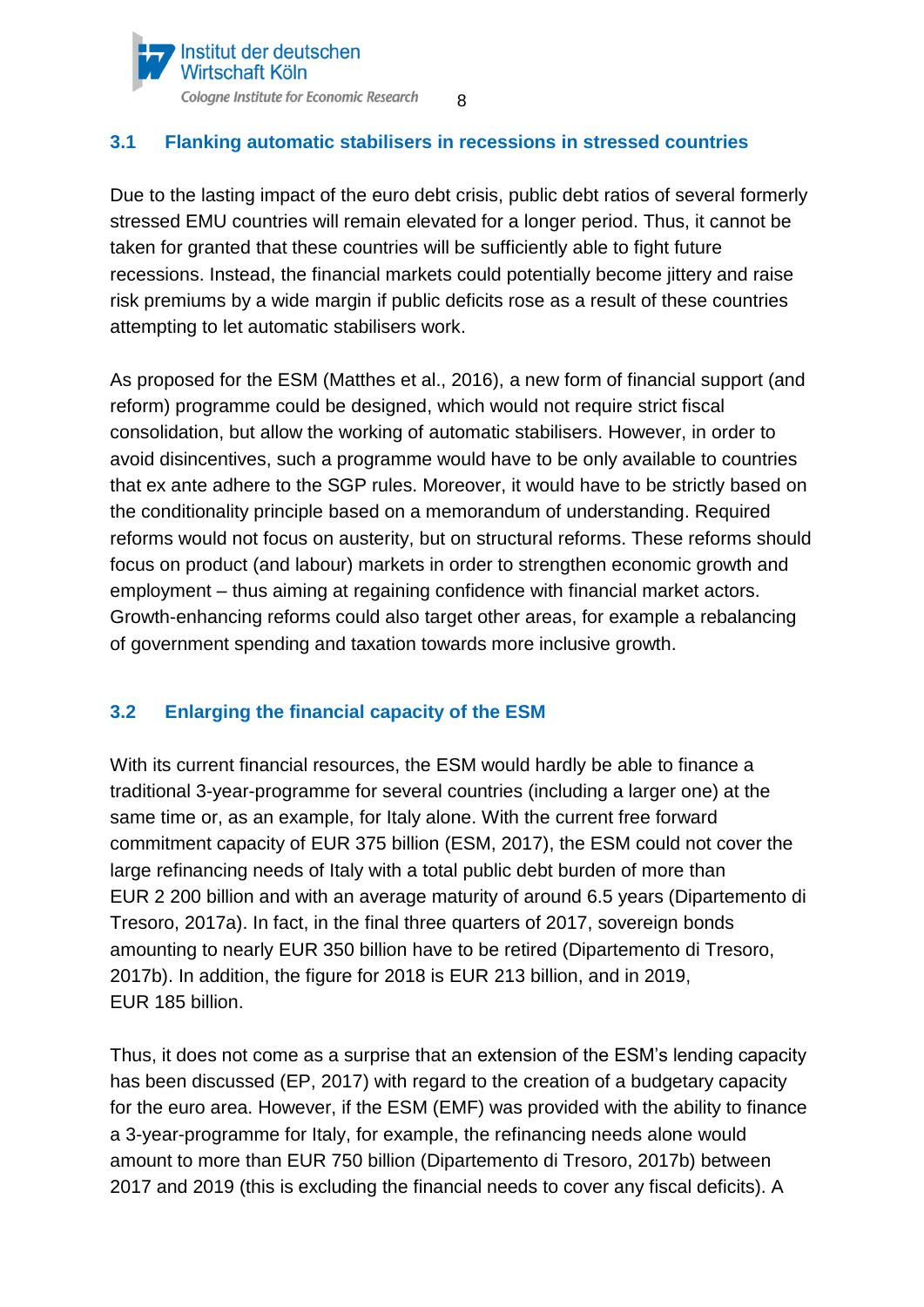### 3.1 Flanking automatic stabilisers in recessions in stressed countries

Due to the lasting impact of the euro debt crisis, public debt ratios of several formerly stressed EMU countries will remain elevated for a longer period. Thus, it cannot be taken for granted that these countries will be sufficiently able to fight future recessions. Instead, the financial markets could potentially become jittery and raise risk premiums by a wide margin if public deficits rose as a result of these countries attempting to let automatic stabilisers work.

As proposed for the ESM (Matthes et al., 2016), a new form of financial support (and reform) programme could be designed, which would not require strict fiscal consolidation, but allow the working of automatic stabilisers. However, in order to avoid disincentives, such a programme would have to be only available to countries that ex ante adhere to the SGP rules. Moreover, it would have to be strictly based on the conditionality principle based on a memorandum of understanding. Required reforms would not focus on austerity, but on structural reforms. These reforms should focus on product (and labour) markets in order to strengthen economic growth and employment – thus aiming at regaining confidence with financial market actors. Growth-enhancing reforms could also target other areas, for example a rebalancing of government spending and taxation towards more inclusive growth.

### 3.2 Enlarging the financial capacity of the ESM

With its current financial resources, the ESM would hardly be able to finance a traditional 3-year-programme for several countries (including a larger one) at the same time or, as an example, for Italy alone. With the current free forward commitment capacity of EUR 375 billion (ESM, 2017), the ESM could not cover the large refinancing needs of Italy with a total public debt burden of more than EUR 2 200 billion and with an average maturity of around 6.5 years (Dipartemento di Tresoro, 2017a). In fact, in the final three quarters of 2017, sovereign bonds amounting to nearly EUR 350 billion have to be retired (Dipartemento di Tresoro, 2017b). In addition, the figure for 2018 is EUR 213 billion, and in 2019, EUR 185 billion.

Thus, it does not come as a surprise that an extension of the ESM's lending capacity has been discussed (EP, 2017) with regard to the creation of a budgetary capacity for the euro area. However, if the ESM (EMF) was provided with the ability to finance a 3-year-programme for Italy, for example, the refinancing needs alone would amount to more than EUR 750 billion (Dipartemento di Tresoro, 2017b) between 2017 and 2019 (this is excluding the financial needs to cover any fiscal deficits). A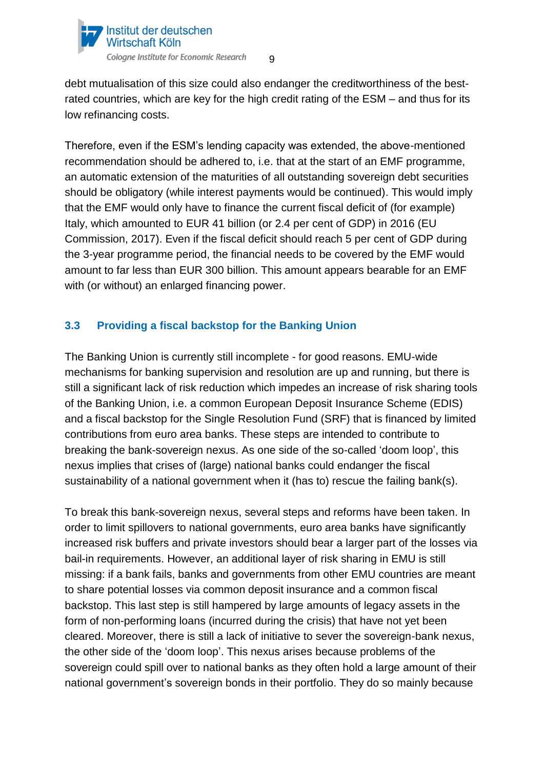debt mutualisation of this size could also endanger the creditworthiness of the best-rated countries, which are key for the high credit rating of the ESM – and thus for its low refinancing costs.

Therefore, even if the ESM's lending capacity was extended, the above-mentioned recommendation should be adhered to, i.e. that at the start of an EMF programme, an automatic extension of the maturities of all outstanding sovereign debt securities should be obligatory (while interest payments would be continued). This would imply that the EMF would only have to finance the current fiscal deficit of (for example) Italy, which amounted to EUR 41 billion (or 2.4 per cent of GDP) in 2016 (EU Commission, 2017). Even if the fiscal deficit should reach 5 per cent of GDP during the 3-year programme period, the financial needs to be covered by the EMF would amount to far less than EUR 300 billion. This amount appears bearable for an EMF with (or without) an enlarged financing power.

### 3.3 Providing a fiscal backstop for the Banking Union

The Banking Union is currently still incomplete - for good reasons. EMU-wide mechanisms for banking supervision and resolution are up and running, but there is still a significant lack of risk reduction which impedes an increase of risk sharing tools of the Banking Union, i.e. a common European Deposit Insurance Scheme (EDIS) and a fiscal backstop for the Single Resolution Fund (SRF) that is financed by limited contributions from euro area banks. These steps are intended to contribute to breaking the bank-sovereign nexus. As one side of the so-called 'doom loop', this nexus implies that crises of (large) national banks could endanger the fiscal sustainability of a national government when it (has to) rescue the failing bank(s).

To break this bank-sovereign nexus, several steps and reforms have been taken. In order to limit spillovers to national governments, euro area banks have significantly increased risk buffers and private investors should bear a larger part of the losses via bail-in requirements. However, an additional layer of risk sharing in EMU is still missing: if a bank fails, banks and governments from other EMU countries are meant to share potential losses via common deposit insurance and a common fiscal backstop. This last step is still hampered by large amounts of legacy assets in the form of non-performing loans (incurred during the crisis) that have not yet been cleared. Moreover, there is still a lack of initiative to sever the sovereign-bank nexus, the other side of the 'doom loop'. This nexus arises because problems of the sovereign could spill over to national banks as they often hold a large amount of their national government's sovereign bonds in their portfolio. They do so mainly because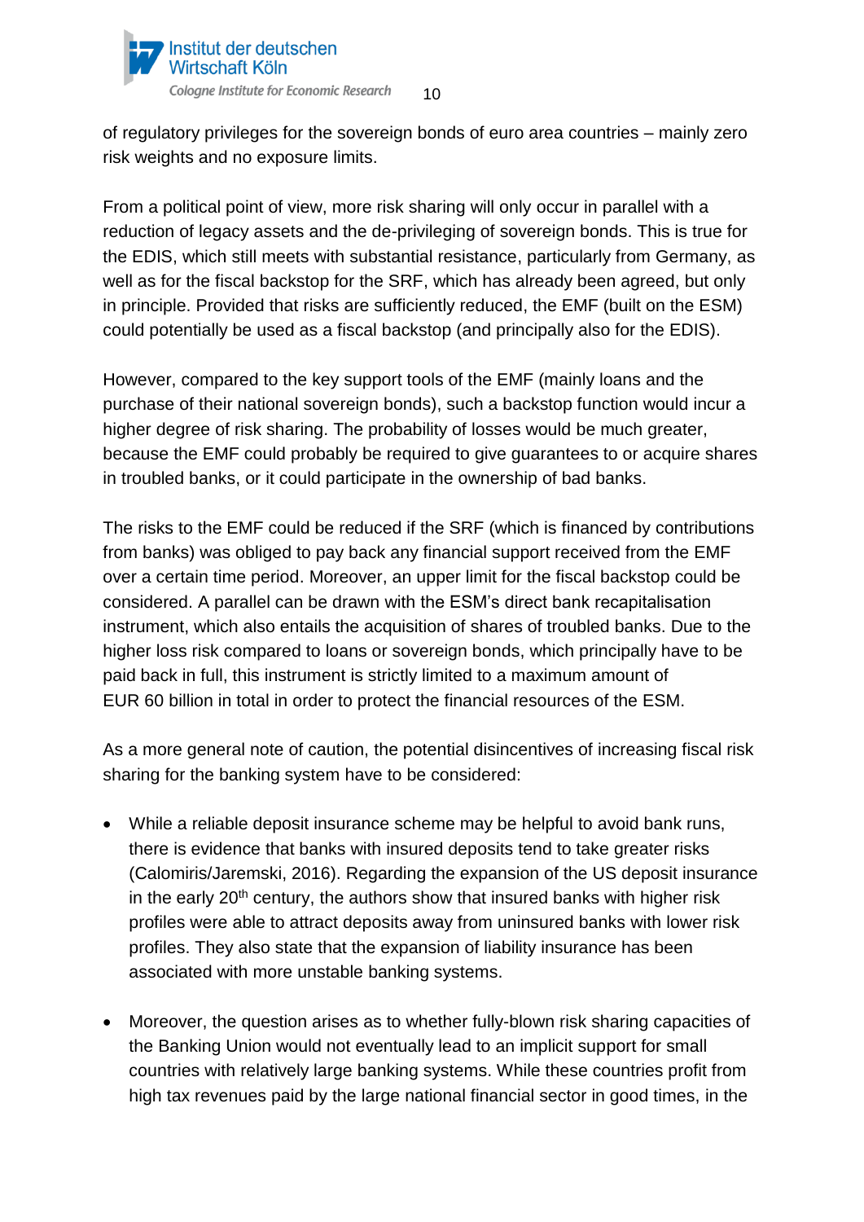of regulatory privileges for the sovereign bonds of euro area countries – mainly zero risk weights and no exposure limits.

From a political point of view, more risk sharing will only occur in parallel with a reduction of legacy assets and the de-privileging of sovereign bonds. This is true for the EDIS, which still meets with substantial resistance, particularly from Germany, as well as for the fiscal backstop for the SRF, which has already been agreed, but only in principle. Provided that risks are sufficiently reduced, the EMF (built on the ESM) could potentially be used as a fiscal backstop (and principally also for the EDIS).

However, compared to the key support tools of the EMF (mainly loans and the purchase of their national sovereign bonds), such a backstop function would incur a higher degree of risk sharing. The probability of losses would be much greater, because the EMF could probably be required to give guarantees to or acquire shares in troubled banks, or it could participate in the ownership of bad banks.

The risks to the EMF could be reduced if the SRF (which is financed by contributions from banks) was obliged to pay back any financial support received from the EMF over a certain time period. Moreover, an upper limit for the fiscal backstop could be considered. A parallel can be drawn with the ESM's direct bank recapitalisation instrument, which also entails the acquisition of shares of troubled banks. Due to the higher loss risk compared to loans or sovereign bonds, which principally have to be paid back in full, this instrument is strictly limited to a maximum amount of EUR 60 billion in total in order to protect the financial resources of the ESM.

As a more general note of caution, the potential disincentives of increasing fiscal risk sharing for the banking system have to be considered:

- While a reliable deposit insurance scheme may be helpful to avoid bank runs, there is evidence that banks with insured deposits tend to take greater risks (Calomiris/Jaremski, 2016). Regarding the expansion of the US deposit insurance in the early 20th century, the authors show that insured banks with higher risk profiles were able to attract deposits away from uninsured banks with lower risk profiles. They also state that the expansion of liability insurance has been associated with more unstable banking systems.

- Moreover, the question arises as to whether fully-blown risk sharing capacities of the Banking Union would not eventually lead to an implicit support for small countries with relatively large banking systems. While these countries profit from high tax revenues paid by the large national financial sector in good times, in the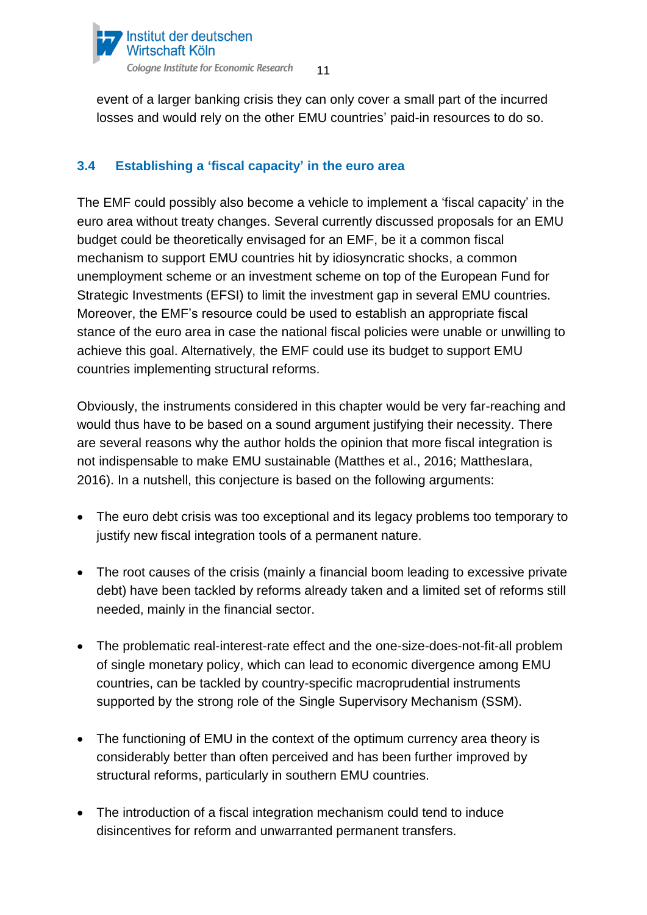event of a larger banking crisis they can only cover a small part of the incurred losses and would rely on the other EMU countries' paid-in resources to do so.

### 3.4 Establishing a 'fiscal capacity' in the euro area

The EMF could possibly also become a vehicle to implement a 'fiscal capacity' in the euro area without treaty changes. Several currently discussed proposals for an EMU budget could be theoretically envisaged for an EMF, be it a common fiscal mechanism to support EMU countries hit by idiosyncratic shocks, a common unemployment scheme or an investment scheme on top of the European Fund for Strategic Investments (EFSI) to limit the investment gap in several EMU countries. Moreover, the EMF's resource could be used to establish an appropriate fiscal stance of the euro area in case the national fiscal policies were unable or unwilling to achieve this goal. Alternatively, the EMF could use its budget to support EMU countries implementing structural reforms.

Obviously, the instruments considered in this chapter would be very far-reaching and would thus have to be based on a sound argument justifying their necessity. There are several reasons why the author holds the opinion that more fiscal integration is not indispensable to make EMU sustainable (Matthes et al., 2016; MattheslIara, 2016). In a nutshell, this conjecture is based on the following arguments:

- The euro debt crisis was too exceptional and its legacy problems too temporary to justify new fiscal integration tools of a permanent nature.
- The root causes of the crisis (mainly a financial boom leading to excessive private debt) have been tackled by reforms already taken and a limited set of reforms still needed, mainly in the financial sector.
- The problematic real-interest-rate effect and the one-size-does-not-fit-all problem of single monetary policy, which can lead to economic divergence among EMU countries, can be tackled by country-specific macroprudential instruments supported by the strong role of the Single Supervisory Mechanism (SSM).
- The functioning of EMU in the context of the optimum currency area theory is considerably better than often perceived and has been further improved by structural reforms, particularly in southern EMU countries.
- The introduction of a fiscal integration mechanism could tend to induce disincentives for reform and unwarranted permanent transfers.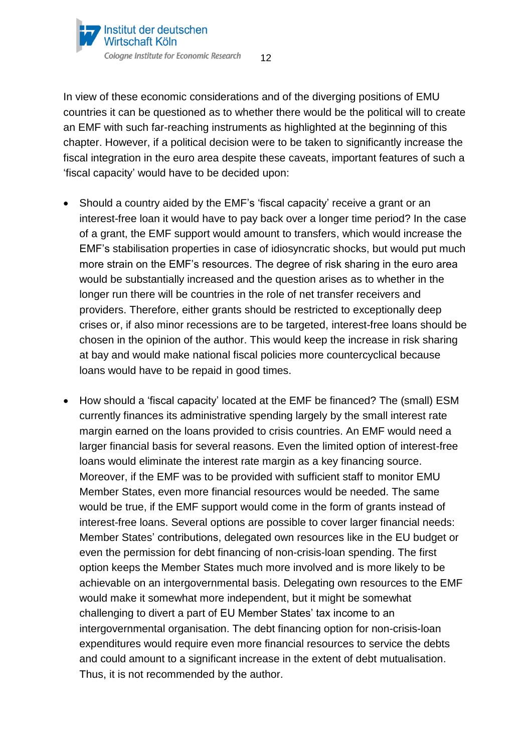In view of these economic considerations and of the diverging positions of EMU countries it can be questioned as to whether there would be the political will to create an EMF with such far-reaching instruments as highlighted at the beginning of this chapter. However, if a political decision were to be taken to significantly increase the fiscal integration in the euro area despite these caveats, important features of such a 'fiscal capacity' would have to be decided upon:

- Should a country aided by the EMF's 'fiscal capacity' receive a grant or an interest-free loan it would have to pay back over a longer time period? In the case of a grant, the EMF support would amount to transfers, which would increase the EMF's stabilisation properties in case of idiosyncratic shocks, but would put much more strain on the EMF's resources. The degree of risk sharing in the euro area would be substantially increased and the question arises as to whether in the longer run there will be countries in the role of net transfer receivers and providers. Therefore, either grants should be restricted to exceptionally deep crises or, if also minor recessions are to be targeted, interest-free loans should be chosen in the opinion of the author. This would keep the increase in risk sharing at bay and would make national fiscal policies more countercyclical because loans would have to be repaid in good times.

- How should a 'fiscal capacity' located at the EMF be financed? The (small) ESM currently finances its administrative spending largely by the small interest rate margin earned on the loans provided to crisis countries. An EMF would need a larger financial basis for several reasons. Even the limited option of interest-free loans would eliminate the interest rate margin as a key financing source. Moreover, if the EMF was to be provided with sufficient staff to monitor EMU Member States, even more financial resources would be needed. The same would be true, if the EMF support would come in the form of grants instead of interest-free loans. Several options are possible to cover larger financial needs: Member States' contributions, delegated own resources like in the EU budget or even the permission for debt financing of non-crisis-loan spending. The first option keeps the Member States much more involved and is more likely to be achievable on an intergovernmental basis. Delegating own resources to the EMF would make it somewhat more independent, but it might be somewhat challenging to divert a part of EU Member States' tax income to an intergovernmental organisation. The debt financing option for non-crisis-loan expenditures would require even more financial resources to service the debts and could amount to a significant increase in the extent of debt mutualisation. Thus, it is not recommended by the author.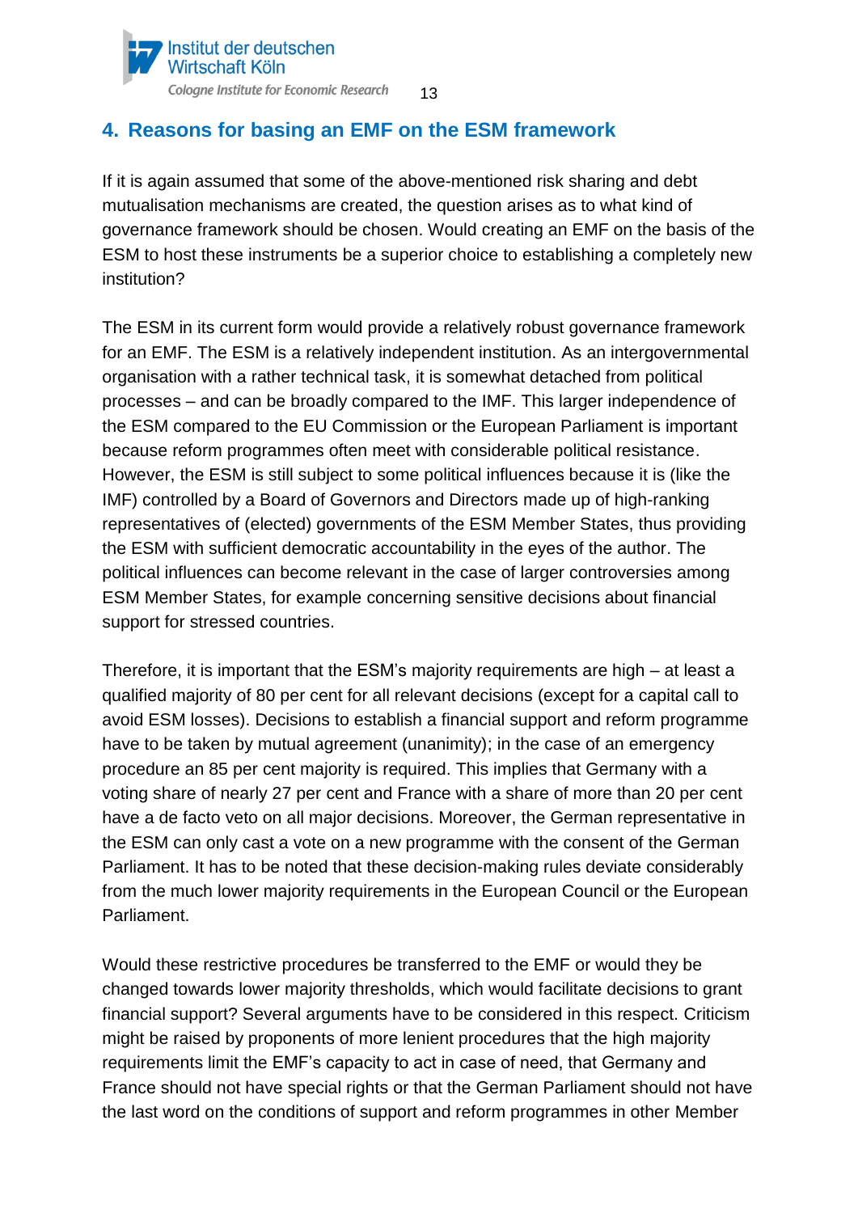## 4. Reasons for basing an EMF on the ESM framework

If it is again assumed that some of the above-mentioned risk sharing and debt mutualisation mechanisms are created, the question arises as to what kind of governance framework should be chosen. Would creating an EMF on the basis of the ESM to host these instruments be a superior choice to establishing a completely new institution?

The ESM in its current form would provide a relatively robust governance framework for an EMF. The ESM is a relatively independent institution. As an intergovernmental organisation with a rather technical task, it is somewhat detached from political processes – and can be broadly compared to the IMF. This larger independence of the ESM compared to the EU Commission or the European Parliament is important because reform programmes often meet with considerable political resistance. However, the ESM is still subject to some political influences because it is (like the IMF) controlled by a Board of Governors and Directors made up of high-ranking representatives of (elected) governments of the ESM Member States, thus providing the ESM with sufficient democratic accountability in the eyes of the author. The political influences can become relevant in the case of larger controversies among ESM Member States, for example concerning sensitive decisions about financial support for stressed countries.

Therefore, it is important that the ESM's majority requirements are high – at least a qualified majority of 80 per cent for all relevant decisions (except for a capital call to avoid ESM losses). Decisions to establish a financial support and reform programme have to be taken by mutual agreement (unanimity); in the case of an emergency procedure an 85 per cent majority is required. This implies that Germany with a voting share of nearly 27 per cent and France with a share of more than 20 per cent have a de facto veto on all major decisions. Moreover, the German representative in the ESM can only cast a vote on a new programme with the consent of the German Parliament. It has to be noted that these decision-making rules deviate considerably from the much lower majority requirements in the European Council or the European Parliament.

Would these restrictive procedures be transferred to the EMF or would they be changed towards lower majority thresholds, which would facilitate decisions to grant financial support? Several arguments have to be considered in this respect. Criticism might be raised by proponents of more lenient procedures that the high majority requirements limit the EMF's capacity to act in case of need, that Germany and France should not have special rights or that the German Parliament should not have the last word on the conditions of support and reform programmes in other Member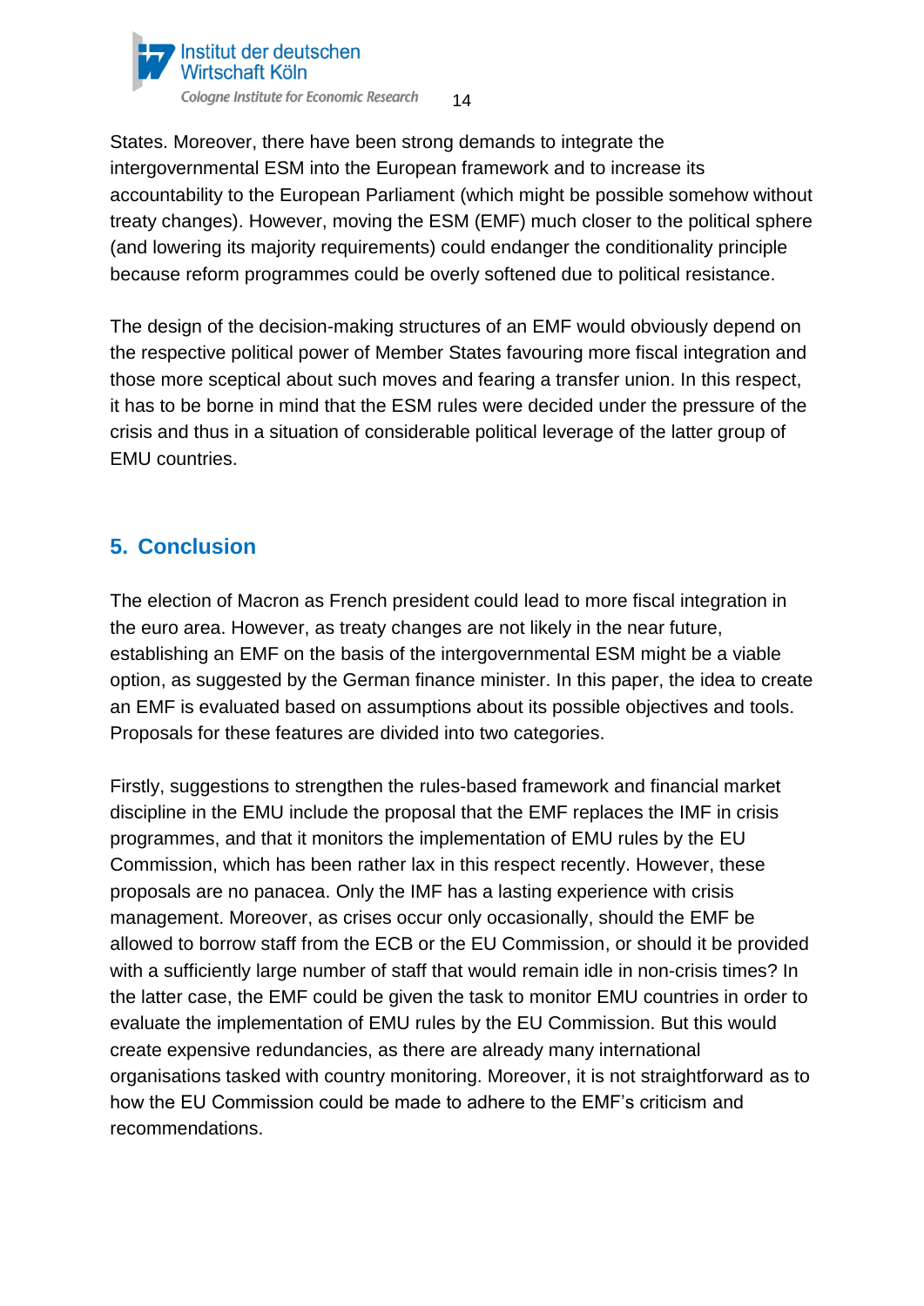States. Moreover, there have been strong demands to integrate the intergovernmental ESM into the European framework and to increase its accountability to the European Parliament (which might be possible somehow without treaty changes). However, moving the ESM (EMF) much closer to the political sphere (and lowering its majority requirements) could endanger the conditionality principle because reform programmes could be overly softened due to political resistance.

The design of the decision-making structures of an EMF would obviously depend on the respective political power of Member States favouring more fiscal integration and those more sceptical about such moves and fearing a transfer union. In this respect, it has to be borne in mind that the ESM rules were decided under the pressure of the crisis and thus in a situation of considerable political leverage of the latter group of EMU countries.

## 5. Conclusion

The election of Macron as French president could lead to more fiscal integration in the euro area. However, as treaty changes are not likely in the near future, establishing an EMF on the basis of the intergovernmental ESM might be a viable option, as suggested by the German finance minister. In this paper, the idea to create an EMF is evaluated based on assumptions about its possible objectives and tools. Proposals for these features are divided into two categories.

Firstly, suggestions to strengthen the rules-based framework and financial market discipline in the EMU include the proposal that the EMF replaces the IMF in crisis programmes, and that it monitors the implementation of EMU rules by the EU Commission, which has been rather lax in this respect recently. However, these proposals are no panacea. Only the IMF has a lasting experience with crisis management. Moreover, as crises occur only occasionally, should the EMF be allowed to borrow staff from the ECB or the EU Commission, or should it be provided with a sufficiently large number of staff that would remain idle in non-crisis times? In the latter case, the EMF could be given the task to monitor EMU countries in order to evaluate the implementation of EMU rules by the EU Commission. But this would create expensive redundancies, as there are already many international organisations tasked with country monitoring. Moreover, it is not straightforward as to how the EU Commission could be made to adhere to the EMF's criticism and recommendations.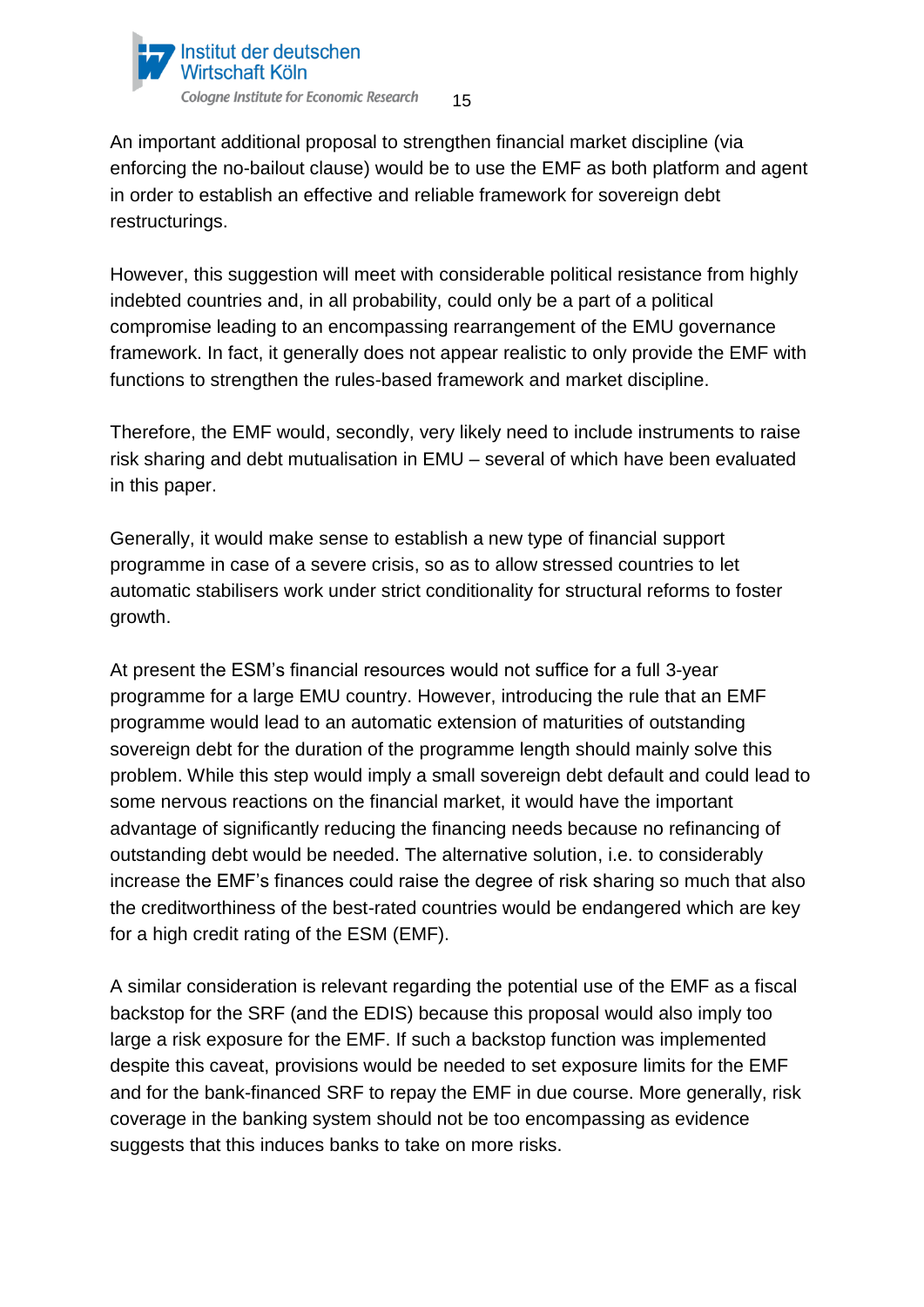An important additional proposal to strengthen financial market discipline (via enforcing the no-bailout clause) would be to use the EMF as both platform and agent in order to establish an effective and reliable framework for sovereign debt restructurings.

However, this suggestion will meet with considerable political resistance from highly indebted countries and, in all probability, could only be a part of a political compromise leading to an encompassing rearrangement of the EMU governance framework. In fact, it generally does not appear realistic to only provide the EMF with functions to strengthen the rules-based framework and market discipline.

Therefore, the EMF would, secondly, very likely need to include instruments to raise risk sharing and debt mutualisation in EMU – several of which have been evaluated in this paper.

Generally, it would make sense to establish a new type of financial support programme in case of a severe crisis, so as to allow stressed countries to let automatic stabilisers work under strict conditionality for structural reforms to foster growth.

At present the ESM's financial resources would not suffice for a full 3-year programme for a large EMU country. However, introducing the rule that an EMF programme would lead to an automatic extension of maturities of outstanding sovereign debt for the duration of the programme length should mainly solve this problem. While this step would imply a small sovereign debt default and could lead to some nervous reactions on the financial market, it would have the important advantage of significantly reducing the financing needs because no refinancing of outstanding debt would be needed. The alternative solution, i.e. to considerably increase the EMF's finances could raise the degree of risk sharing so much that also the creditworthiness of the best-rated countries would be endangered which are key for a high credit rating of the ESM (EMF).

A similar consideration is relevant regarding the potential use of the EMF as a fiscal backstop for the SRF (and the EDIS) because this proposal would also imply too large a risk exposure for the EMF. If such a backstop function was implemented despite this caveat, provisions would be needed to set exposure limits for the EMF and for the bank-financed SRF to repay the EMF in due course. More generally, risk coverage in the banking system should not be too encompassing as evidence suggests that this induces banks to take on more risks.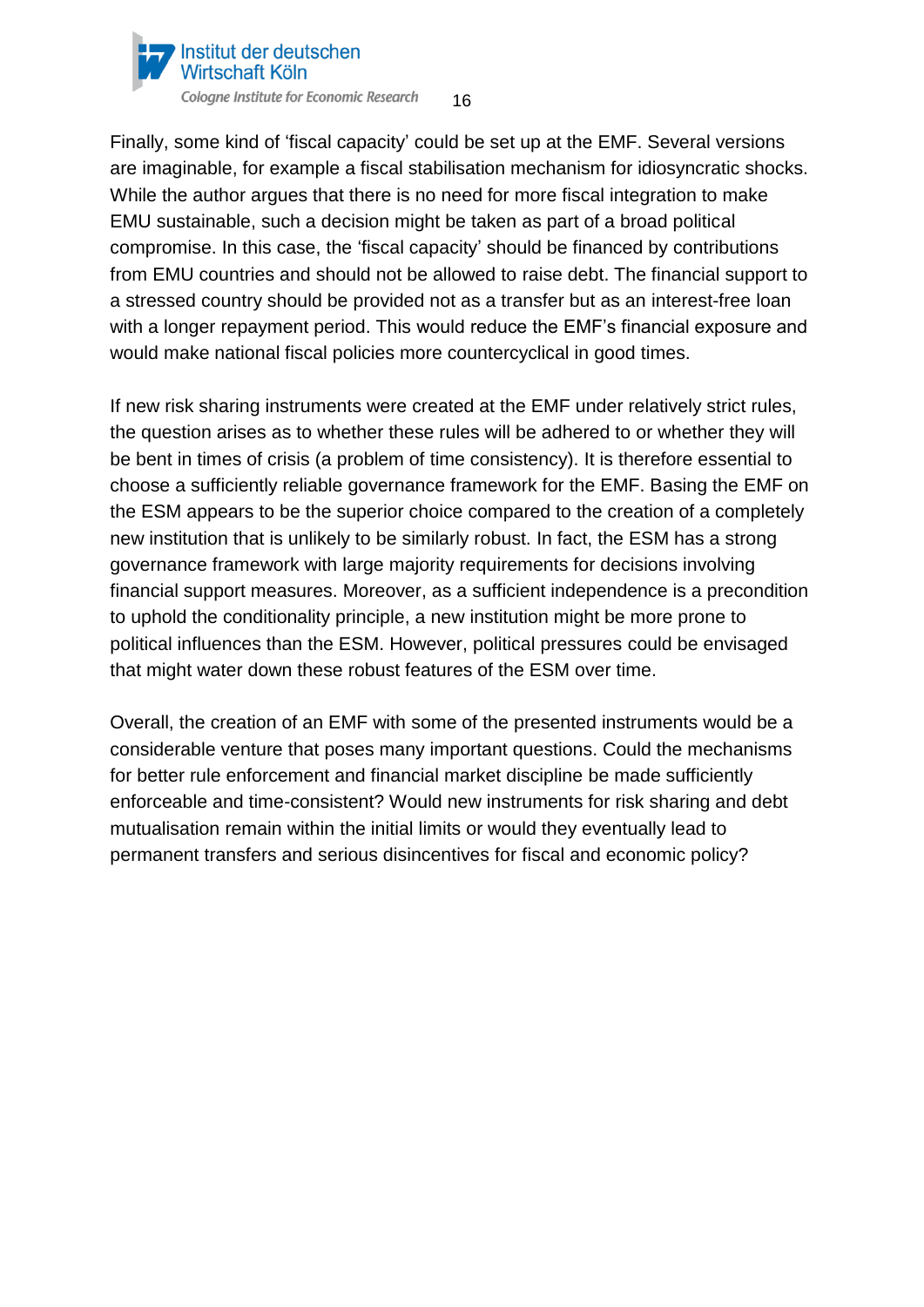Finally, some kind of 'fiscal capacity' could be set up at the EMF. Several versions are imaginable, for example a fiscal stabilisation mechanism for idiosyncratic shocks. While the author argues that there is no need for more fiscal integration to make EMU sustainable, such a decision might be taken as part of a broad political compromise. In this case, the 'fiscal capacity' should be financed by contributions from EMU countries and should not be allowed to raise debt. The financial support to a stressed country should be provided not as a transfer but as an interest-free loan with a longer repayment period. This would reduce the EMF's financial exposure and would make national fiscal policies more countercyclical in good times.

If new risk sharing instruments were created at the EMF under relatively strict rules, the question arises as to whether these rules will be adhered to or whether they will be bent in times of crisis (a problem of time consistency). It is therefore essential to choose a sufficiently reliable governance framework for the EMF. Basing the EMF on the ESM appears to be the superior choice compared to the creation of a completely new institution that is unlikely to be similarly robust. In fact, the ESM has a strong governance framework with large majority requirements for decisions involving financial support measures. Moreover, as a sufficient independence is a precondition to uphold the conditionality principle, a new institution might be more prone to political influences than the ESM. However, political pressures could be envisaged that might water down these robust features of the ESM over time.

Overall, the creation of an EMF with some of the presented instruments would be a considerable venture that poses many important questions. Could the mechanisms for better rule enforcement and financial market discipline be made sufficiently enforceable and time-consistent? Would new instruments for risk sharing and debt mutualisation remain within the initial limits or would they eventually lead to permanent transfers and serious disincentives for fiscal and economic policy?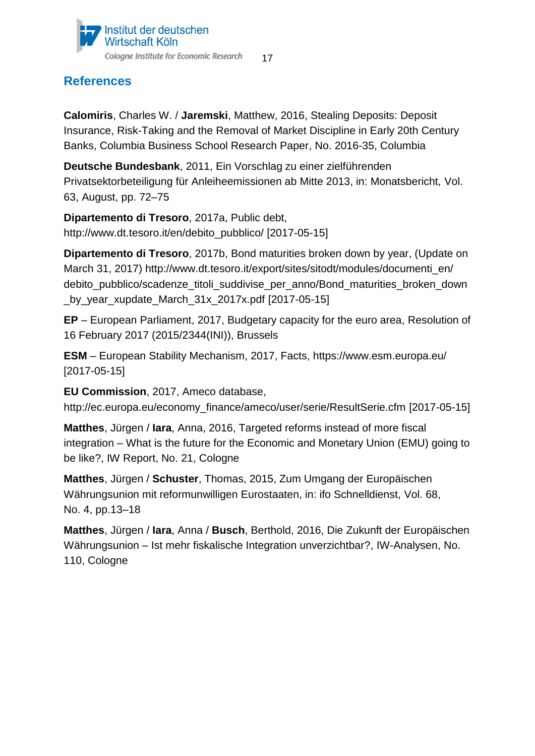## References

**Calomiris**, Charles W. / **Jaremski**, Matthew, 2016, Stealing Deposits: Deposit Insurance, Risk-Taking and the Removal of Market Discipline in Early 20th Century Banks, Columbia Business School Research Paper, No. 2016-35, Columbia

**Deutsche Bundesbank**, 2011, Ein Vorschlag zu einer zielführenden Privatsektorbeteiligung für Anleiheemissionen ab Mitte 2013, in: Monatsbericht, Vol. 63, August, pp. 72–75

**Dipartemento di Tresoro**, 2017a, Public debt, http://www.dt.tesoro.it/en/debito_pubblico/ [2017-05-15]

**Dipartemento di Tresoro**, 2017b, Bond maturities broken down by year, (Update on March 31, 2017) http://www.dt.tesoro.it/export/sites/sitodt/modules/documenti_en/debito_pubblico/scadenze_titoli_suddivise_per_anno/Bond_maturities_broken_down_by_year_xupdate_March_31x_2017x.pdf [2017-05-15]

**EP** – European Parliament, 2017, Budgetary capacity for the euro area, Resolution of 16 February 2017 (2015/2344(INI)), Brussels

**ESM** – European Stability Mechanism, 2017, Facts, https://www.esm.europa.eu/ [2017-05-15]

**EU Commission**, 2017, Ameco database, http://ec.europa.eu/economy_finance/ameco/user/serie/ResultSerie.cfm [2017-05-15]

**Matthes**, Jürgen / **Iara**, Anna, 2016, Targeted reforms instead of more fiscal integration – What is the future for the Economic and Monetary Union (EMU) going to be like?, IW Report, No. 21, Cologne

**Matthes**, Jürgen / **Schuster**, Thomas, 2015, Zum Umgang der Europäischen Währungsunion mit reformunwilligen Eurostaaten, in: ifo Schnelldienst, Vol. 68, No. 4, pp.13–18

**Matthes**, Jürgen / **Iara**, Anna / **Busch**, Berthold, 2016, Die Zukunft der Europäischen Währungsunion – Ist mehr fiskalische Integration unverzichtbar?, IW-Analysen, No. 110, Cologne